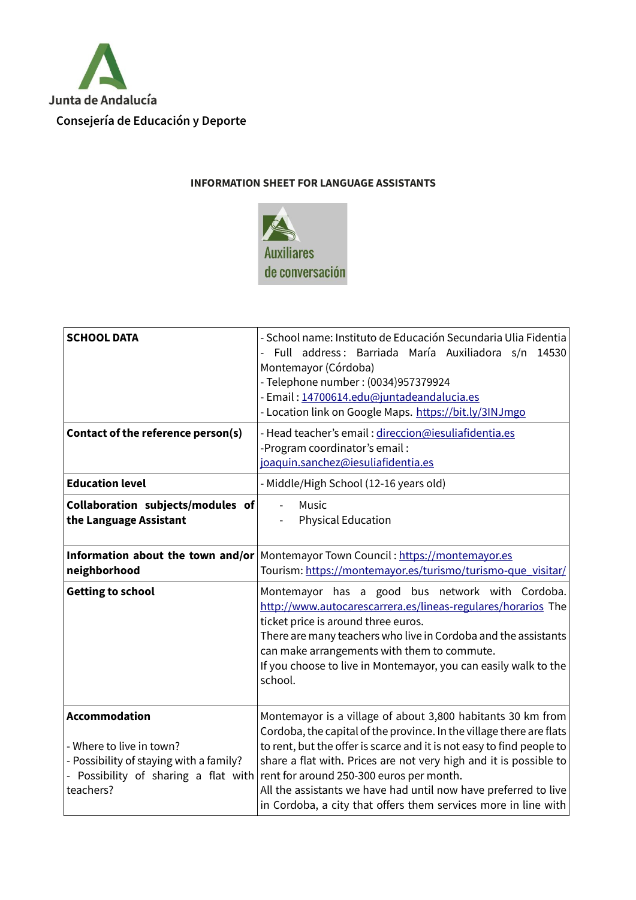Junta de Andalucía

Consejería de Educación y Deporte

## INFORMATION SHEET FOR LANGUAGE ASSISTANTS

Auxiliares de conversación

| **SCHOOL DATA** | - School name: Instituto de Educación Secundaria Ulia Fidentia<br>- Full address: Barriada María Auxiliadora s/n 14530 Montemayor (Córdoba)<br>- Telephone number : (0034)957379924<br>- Email : 14700614.edu@juntadeandalucia.es<br>- Location link on Google Maps. https://bit.ly/3INJmgo |
|---|---|
| **Contact of the reference person(s)** | - Head teacher's email : direccion@iesuliafidentia.es<br>-Program coordinator's email : joaquin.sanchez@iesuliafidentia.es |
| **Education level** | - Middle/High School (12-16 years old) |
| **Collaboration subjects/modules of the Language Assistant** | - Music<br>- Physical Education |
| **Information about the town and/or neighborhood** | Montemayor Town Council : https://montemayor.es<br>Tourism: https://montemayor.es/turismo/turismo-que_visitar/ |
| **Getting to school** | Montemayor has a good bus network with Cordoba. http://www.autocarescarrera.es/lineas-regulares/horarios The ticket price is around three euros.<br>There are many teachers who live in Cordoba and the assistants can make arrangements with them to commute.<br>If you choose to live in Montemayor, you can easily walk to the school. |
| **Accommodation**<br><br>- Where to live in town?<br>- Possibility of staying with a family?<br>- Possibility of sharing a flat with teachers? | Montemayor is a village of about 3,800 habitants 30 km from Cordoba, the capital of the province. In the village there are flats to rent, but the offer is scarce and it is not easy to find people to share a flat with. Prices are not very high and it is possible to rent for around 250-300 euros per month.<br>All the assistants we have had until now have preferred to live in Cordoba, a city that offers them services more in line with |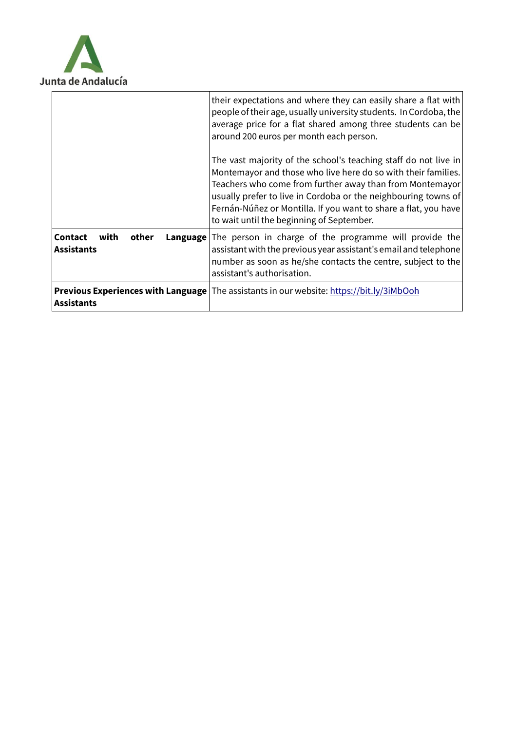| | |
|---|---|
| | their expectations and where they can easily share a flat with people of their age, usually university students. In Cordoba, the average price for a flat shared among three students can be around 200 euros per month each person.<br><br>The vast majority of the school's teaching staff do not live in Montemayor and those who live here do so with their families. Teachers who come from further away than from Montemayor usually prefer to live in Cordoba or the neighbouring towns of Fernán-Núñez or Montilla. If you want to share a flat, you have to wait until the beginning of September. |
| **Contact with other Language Assistants** | The person in charge of the programme will provide the assistant with the previous year assistant's email and telephone number as soon as he/she contacts the centre, subject to the assistant's authorisation. |
| **Previous Experiences with Language Assistants** | The assistants in our website: [https://bit.ly/3iMbOoh](https://bit.ly/3iMbOoh) |